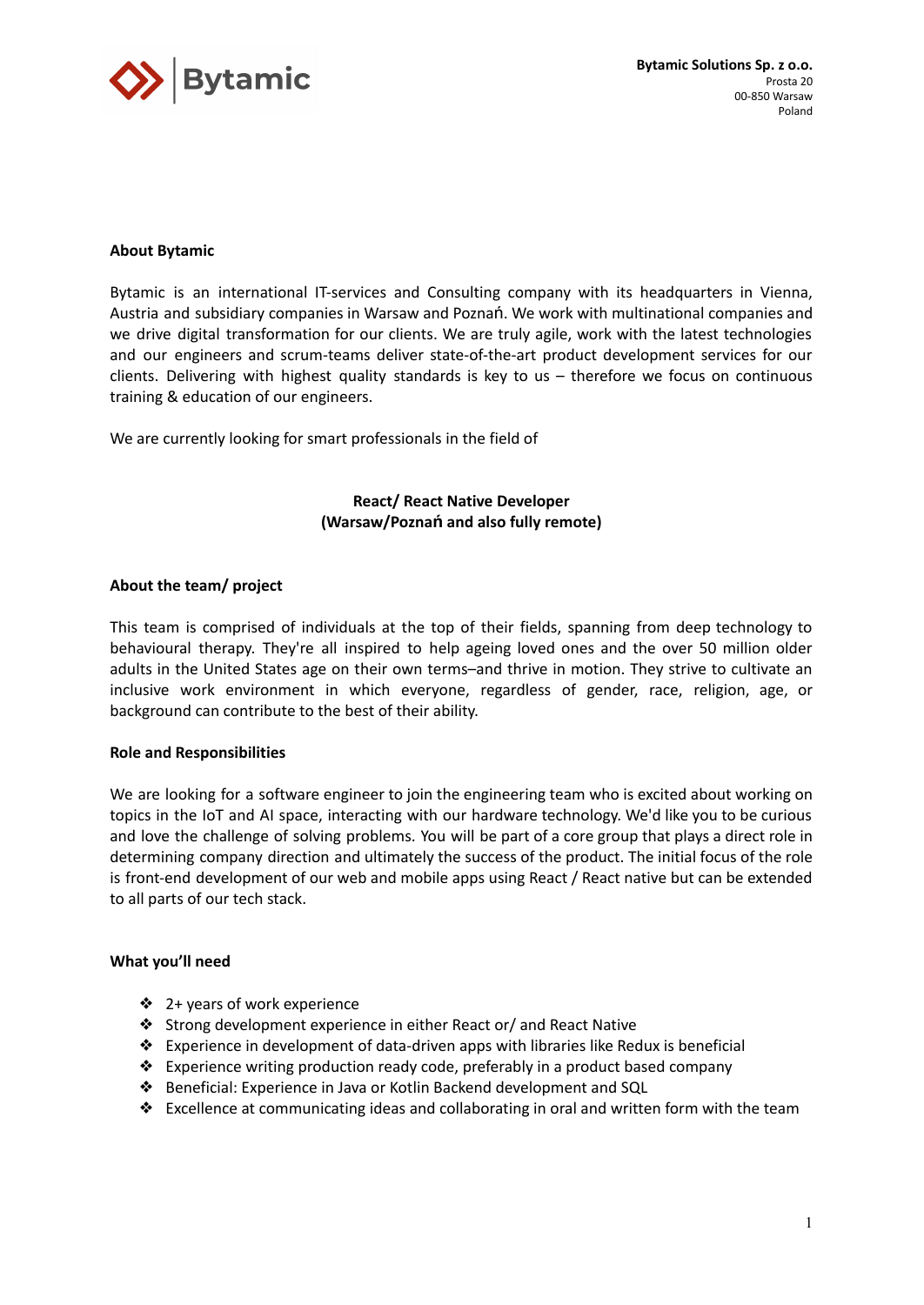Bytamic

**Bytamic Solutions Sp. z o.o.**
Prosta 20
00-850 Warsaw
Poland

**About Bytamic**

Bytamic is an international IT-services and Consulting company with its headquarters in Vienna, Austria and subsidiary companies in Warsaw and Poznań. We work with multinational companies and we drive digital transformation for our clients. We are truly agile, work with the latest technologies and our engineers and scrum-teams deliver state-of-the-art product development services for our clients. Delivering with highest quality standards is key to us – therefore we focus on continuous training & education of our engineers.

We are currently looking for smart professionals in the field of

**React/ React Native Developer**
**(Warsaw/Poznań and also fully remote)**

**About the team/ project**

This team is comprised of individuals at the top of their fields, spanning from deep technology to behavioural therapy. They're all inspired to help ageing loved ones and the over 50 million older adults in the United States age on their own terms–and thrive in motion. They strive to cultivate an inclusive work environment in which everyone, regardless of gender, race, religion, age, or background can contribute to the best of their ability.

**Role and Responsibilities**

We are looking for a software engineer to join the engineering team who is excited about working on topics in the IoT and AI space, interacting with our hardware technology. We'd like you to be curious and love the challenge of solving problems. You will be part of a core group that plays a direct role in determining company direction and ultimately the success of the product. The initial focus of the role is front-end development of our web and mobile apps using React / React native but can be extended to all parts of our tech stack.

**What you'll need**

- 2+ years of work experience
- Strong development experience in either React or/ and React Native
- Experience in development of data-driven apps with libraries like Redux is beneficial
- Experience writing production ready code, preferably in a product based company
- Beneficial: Experience in Java or Kotlin Backend development and SQL
- Excellence at communicating ideas and collaborating in oral and written form with the team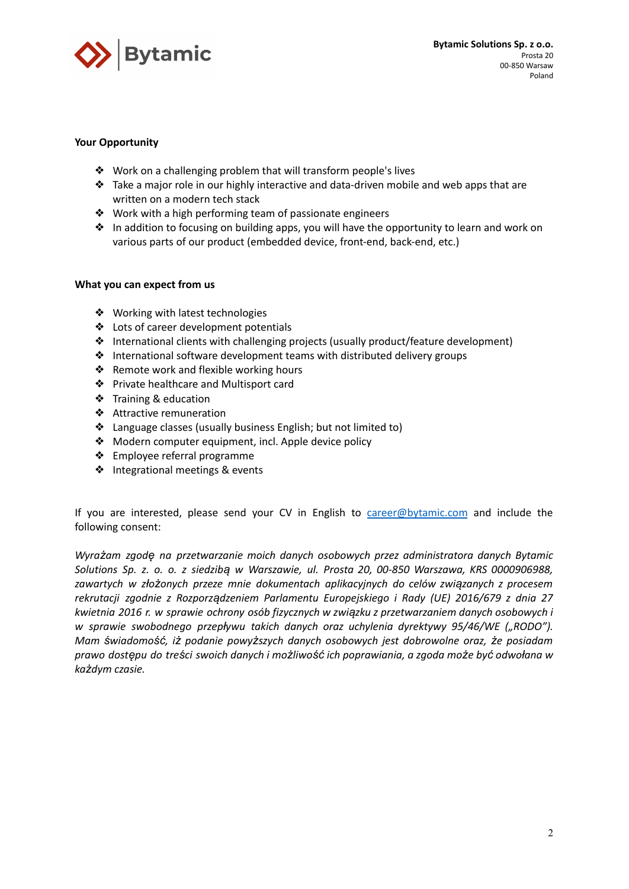Bytamic Solutions Sp. z o.o.
Prosta 20
00-850 Warsaw
Poland

**Your Opportunity**

- Work on a challenging problem that will transform people's lives
- Take a major role in our highly interactive and data-driven mobile and web apps that are written on a modern tech stack
- Work with a high performing team of passionate engineers
- In addition to focusing on building apps, you will have the opportunity to learn and work on various parts of our product (embedded device, front-end, back-end, etc.)

**What you can expect from us**

- Working with latest technologies
- Lots of career development potentials
- International clients with challenging projects (usually product/feature development)
- International software development teams with distributed delivery groups
- Remote work and flexible working hours
- Private healthcare and Multisport card
- Training & education
- Attractive remuneration
- Language classes (usually business English; but not limited to)
- Modern computer equipment, incl. Apple device policy
- Employee referral programme
- Integrational meetings & events

If you are interested, please send your CV in English to career@bytamic.com and include the following consent:

*Wyrażam zgodę na przetwarzanie moich danych osobowych przez administratora danych Bytamic Solutions Sp. z. o. o. z siedzibą w Warszawie, ul. Prosta 20, 00-850 Warszawa, KRS 0000906988, zawartych w złożonych przeze mnie dokumentach aplikacyjnych do celów związanych z procesem rekrutacji zgodnie z Rozporządzeniem Parlamentu Europejskiego i Rady (UE) 2016/679 z dnia 27 kwietnia 2016 r. w sprawie ochrony osób fizycznych w związku z przetwarzaniem danych osobowych i w sprawie swobodnego przepływu takich danych oraz uchylenia dyrektywy 95/46/WE („RODO"). Mam świadomość, iż podanie powyższych danych osobowych jest dobrowolne oraz, że posiadam prawo dostępu do treści swoich danych i możliwość ich poprawiania, a zgoda może być odwołana w każdym czasie.*